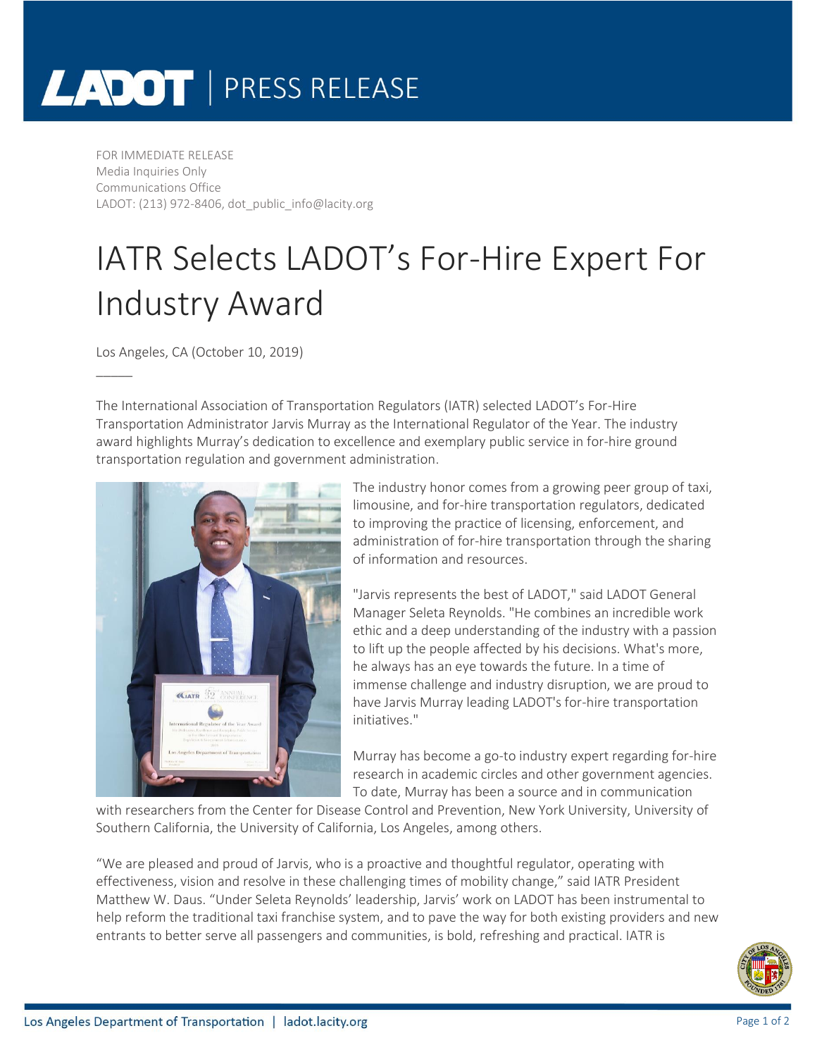LADOT | PRESS RELEASE

FOR IMMEDIATE RELEASE
Media Inquiries Only
Communications Office
LADOT: (213) 972-8406, dot_public_info@lacity.org

# IATR Selects LADOT's For-Hire Expert For Industry Award

Los Angeles, CA (October 10, 2019)

The International Association of Transportation Regulators (IATR) selected LADOT's For-Hire Transportation Administrator Jarvis Murray as the International Regulator of the Year. The industry award highlights Murray's dedication to excellence and exemplary public service in for-hire ground transportation regulation and government administration.

The industry honor comes from a growing peer group of taxi, limousine, and for-hire transportation regulators, dedicated to improving the practice of licensing, enforcement, and administration of for-hire transportation through the sharing of information and resources.

"Jarvis represents the best of LADOT," said LADOT General Manager Seleta Reynolds. "He combines an incredible work ethic and a deep understanding of the industry with a passion to lift up the people affected by his decisions. What's more, he always has an eye towards the future. In a time of immense challenge and industry disruption, we are proud to have Jarvis Murray leading LADOT's for-hire transportation initiatives."

Murray has become a go-to industry expert regarding for-hire research in academic circles and other government agencies. To date, Murray has been a source and in communication with researchers from the Center for Disease Control and Prevention, New York University, University of Southern California, the University of California, Los Angeles, among others.

"We are pleased and proud of Jarvis, who is a proactive and thoughtful regulator, operating with effectiveness, vision and resolve in these challenging times of mobility change," said IATR President Matthew W. Daus. "Under Seleta Reynolds' leadership, Jarvis' work on LADOT has been instrumental to help reform the traditional taxi franchise system, and to pave the way for both existing providers and new entrants to better serve all passengers and communities, is bold, refreshing and practical. IATR is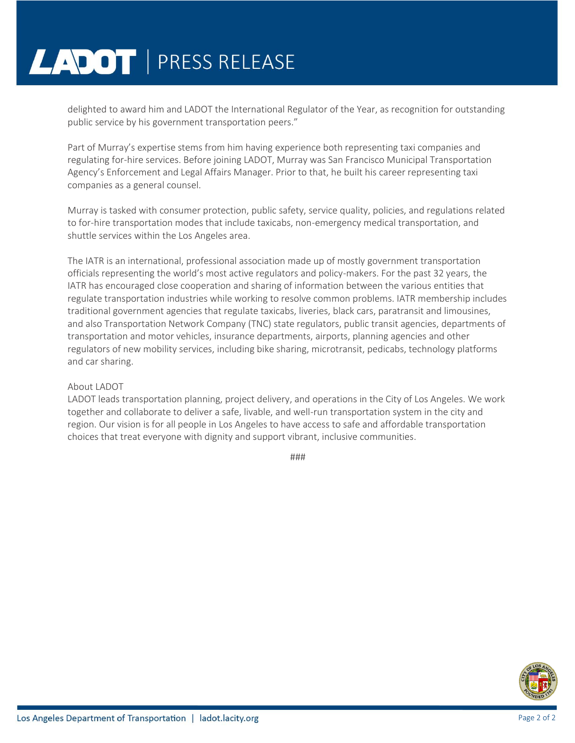delighted to award him and LADOT the International Regulator of the Year, as recognition for outstanding public service by his government transportation peers."

Part of Murray's expertise stems from him having experience both representing taxi companies and regulating for-hire services. Before joining LADOT, Murray was San Francisco Municipal Transportation Agency's Enforcement and Legal Affairs Manager. Prior to that, he built his career representing taxi companies as a general counsel.

Murray is tasked with consumer protection, public safety, service quality, policies, and regulations related to for-hire transportation modes that include taxicabs, non-emergency medical transportation, and shuttle services within the Los Angeles area.

The IATR is an international, professional association made up of mostly government transportation officials representing the world's most active regulators and policy-makers. For the past 32 years, the IATR has encouraged close cooperation and sharing of information between the various entities that regulate transportation industries while working to resolve common problems. IATR membership includes traditional government agencies that regulate taxicabs, liveries, black cars, paratransit and limousines, and also Transportation Network Company (TNC) state regulators, public transit agencies, departments of transportation and motor vehicles, insurance departments, airports, planning agencies and other regulators of new mobility services, including bike sharing, microtransit, pedicabs, technology platforms and car sharing.

About LADOT

LADOT leads transportation planning, project delivery, and operations in the City of Los Angeles. We work together and collaborate to deliver a safe, livable, and well-run transportation system in the city and region. Our vision is for all people in Los Angeles to have access to safe and affordable transportation choices that treat everyone with dignity and support vibrant, inclusive communities.

###